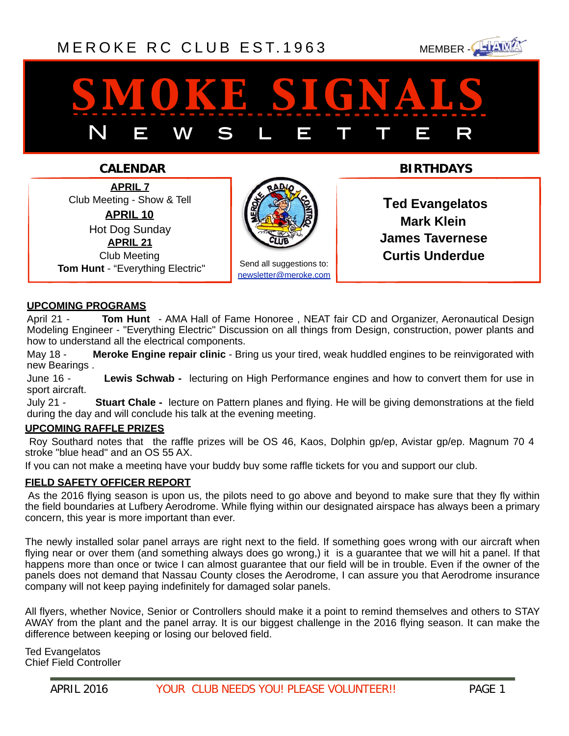MEROKE RC CLUB EST.1963

MEMBER - LIAMA

# SMOKE SIGNALS

## NEWSLETTER

### CALENDAR

**APRIL 7**
Club Meeting - Show & Tell

**APRIL 10**
Hot Dog Sunday

**APRIL 21**
Club Meeting
**Tom Hunt** - "Everything Electric"

Send all suggestions to:
newsletter@meroke.com

### BIRTHDAYS

**Ted Evangelatos**
**Mark Klein**
**James Tavernese**
**Curtis Underdue**

## UPCOMING PROGRAMS

April 21 - **Tom Hunt** - AMA Hall of Fame Honoree , NEAT fair CD and Organizer, Aeronautical Design Modeling Engineer - "Everything Electric" Discussion on all things from Design, construction, power plants and how to understand all the electrical components.

May 18 - **Meroke Engine repair clinic** - Bring us your tired, weak huddled engines to be reinvigorated with new Bearings .

June 16 - **Lewis Schwab -** lecturing on High Performance engines and how to convert them for use in sport aircraft.

July 21 - **Stuart Chale -** lecture on Pattern planes and flying. He will be giving demonstrations at the field during the day and will conclude his talk at the evening meeting.

## UPCOMING RAFFLE PRIZES

Roy Southard notes that the raffle prizes will be OS 46, Kaos, Dolphin gp/ep, Avistar gp/ep. Magnum 70 4 stroke "blue head" and an OS 55 AX.

If you can not make a meeting have your buddy buy some raffle tickets for you and support our club.

## FIELD SAFETY OFFICER REPORT

As the 2016 flying season is upon us, the pilots need to go above and beyond to make sure that they fly within the field boundaries at Lufbery Aerodrome. While flying within our designated airspace has always been a primary concern, this year is more important than ever.

The newly installed solar panel arrays are right next to the field. If something goes wrong with our aircraft when flying near or over them (and something always does go wrong,) it is a guarantee that we will hit a panel. If that happens more than once or twice I can almost guarantee that our field will be in trouble. Even if the owner of the panels does not demand that Nassau County closes the Aerodrome, I can assure you that Aerodrome insurance company will not keep paying indefinitely for damaged solar panels.

All flyers, whether Novice, Senior or Controllers should make it a point to remind themselves and others to STAY AWAY from the plant and the panel array. It is our biggest challenge in the 2016 flying season. It can make the difference between keeping or losing our beloved field.

Ted Evangelatos
Chief Field Controller

YOUR CLUB NEEDS YOU! PLEASE VOLUNTEER!!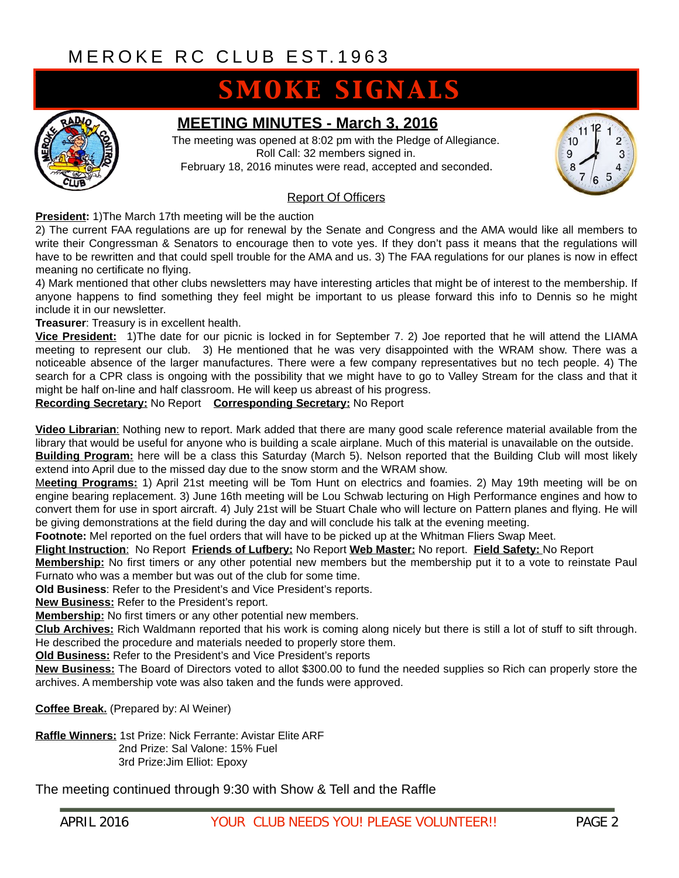MEROKE RC CLUB EST.1963

# SMOKE SIGNALS

## MEETING MINUTES - March 3, 2016

The meeting was opened at 8:02 pm with the Pledge of Allegiance.
Roll Call: 32 members signed in.
February 18, 2016 minutes were read, accepted and seconded.

### Report Of Officers

**President:** 1)The March 17th meeting will be the auction
2) The current FAA regulations are up for renewal by the Senate and Congress and the AMA would like all members to write their Congressman & Senators to encourage then to vote yes. If they don't pass it means that the regulations will have to be rewritten and that could spell trouble for the AMA and us. 3) The FAA regulations for our planes is now in effect meaning no certificate no flying.
4) Mark mentioned that other clubs newsletters may have interesting articles that might be of interest to the membership. If anyone happens to find something they feel might be important to us please forward this info to Dennis so he might include it in our newsletter.

**Treasurer**: Treasury is in excellent health.

**Vice President:** 1)The date for our picnic is locked in for September 7. 2) Joe reported that he will attend the LIAMA meeting to represent our club. 3) He mentioned that he was very disappointed with the WRAM show. There was a noticeable absence of the larger manufactures. There were a few company representatives but no tech people. 4) The search for a CPR class is ongoing with the possibility that we might have to go to Valley Stream for the class and that it might be half on-line and half classroom. He will keep us abreast of his progress.

**Recording Secretary:** No Report **Corresponding Secretary:** No Report

**Video Librarian**: Nothing new to report. Mark added that there are many good scale reference material available from the library that would be useful for anyone who is building a scale airplane. Much of this material is unavailable on the outside.

**Building Program:** here will be a class this Saturday (March 5). Nelson reported that the Building Club will most likely extend into April due to the missed day due to the snow storm and the WRAM show.

**Meeting Programs:** 1) April 21st meeting will be Tom Hunt on electrics and foamies. 2) May 19th meeting will be on engine bearing replacement. 3) June 16th meeting will be Lou Schwab lecturing on High Performance engines and how to convert them for use in sport aircraft. 4) July 21st will be Stuart Chale who will lecture on Pattern planes and flying. He will be giving demonstrations at the field during the day and will conclude his talk at the evening meeting.

**Footnote:** Mel reported on the fuel orders that will have to be picked up at the Whitman Fliers Swap Meet.

**Flight Instruction**: No Report **Friends of Lufbery:** No Report **Web Master:** No report. **Field Safety:** No Report

**Membership:** No first timers or any other potential new members but the membership put it to a vote to reinstate Paul Furnato who was a member but was out of the club for some time.

**Old Business**: Refer to the President's and Vice President's reports.

**New Business:** Refer to the President's report.

**Membership:** No first timers or any other potential new members.

**Club Archives:** Rich Waldmann reported that his work is coming along nicely but there is still a lot of stuff to sift through. He described the procedure and materials needed to properly store them.

**Old Business:** Refer to the President's and Vice President's reports

**New Business:** The Board of Directors voted to allot $300.00 to fund the needed supplies so Rich can properly store the archives. A membership vote was also taken and the funds were approved.

**Coffee Break.** (Prepared by: Al Weiner)

**Raffle Winners:** 1st Prize: Nick Ferrante: Avistar Elite ARF
2nd Prize: Sal Valone: 15% Fuel
3rd Prize:Jim Elliot: Epoxy

The meeting continued through 9:30 with Show & Tell and the Raffle

YOUR CLUB NEEDS YOU! PLEASE VOLUNTEER!!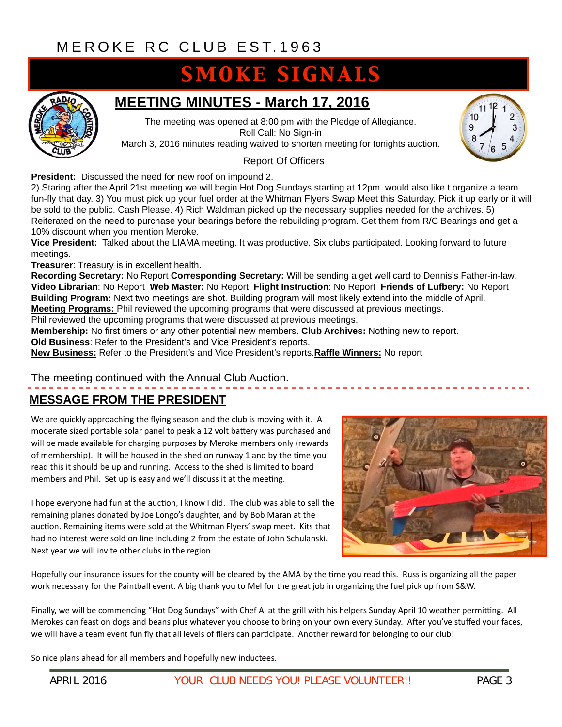MEROKE RC CLUB EST.1963

# SMOKE SIGNALS

## MEETING MINUTES - March 17, 2016

The meeting was opened at 8:00 pm with the Pledge of Allegiance.
Roll Call: No Sign-in
March 3, 2016 minutes reading waived to shorten meeting for tonights auction.

Report Of Officers

**President:** Discussed the need for new roof on impound 2.
2) Staring after the April 21st meeting we will begin Hot Dog Sundays starting at 12pm. would also like t organize a team fun-fly that day. 3) You must pick up your fuel order at the Whitman Flyers Swap Meet this Saturday. Pick it up early or it will be sold to the public. Cash Please. 4) Rich Waldman picked up the necessary supplies needed for the archives. 5) Reiterated on the need to purchase your bearings before the rebuilding program. Get them from R/C Bearings and get a 10% discount when you mention Meroke.
**Vice President:** Talked about the LIAMA meeting. It was productive. Six clubs participated. Looking forward to future meetings.
**Treasurer**: Treasury is in excellent health.
**Recording Secretary:** No Report **Corresponding Secretary:** Will be sending a get well card to Dennis's Father-in-law.
**Video Librarian**: No Report **Web Master:** No Report **Flight Instruction**: No Report **Friends of Lufbery:** No Report
**Building Program:** Next two meetings are shot. Building program will most likely extend into the middle of April.
**Meeting Programs:** Phil reviewed the upcoming programs that were discussed at previous meetings.
Phil reviewed the upcoming programs that were discussed at previous meetings.
**Membership:** No first timers or any other potential new members. **Club Archives:** Nothing new to report.
**Old Business**: Refer to the President's and Vice President's reports.
**New Business:** Refer to the President's and Vice President's reports. **Raffle Winners:** No report

The meeting continued with the Annual Club Auction.

## MESSAGE FROM THE PRESIDENT

We are quickly approaching the flying season and the club is moving with it. A moderate sized portable solar panel to peak a 12 volt battery was purchased and will be made available for charging purposes by Meroke members only (rewards of membership). It will be housed in the shed on runway 1 and by the time you read this it should be up and running. Access to the shed is limited to board members and Phil. Set up is easy and we'll discuss it at the meeting.

I hope everyone had fun at the auction, I know I did. The club was able to sell the remaining planes donated by Joe Longo's daughter, and by Bob Maran at the auction. Remaining items were sold at the Whitman Flyers' swap meet. Kits that had no interest were sold on line including 2 from the estate of John Schulanski. Next year we will invite other clubs in the region.

Hopefully our insurance issues for the county will be cleared by the AMA by the time you read this. Russ is organizing all the paper work necessary for the Paintball event. A big thank you to Mel for the great job in organizing the fuel pick up from S&W.

Finally, we will be commencing "Hot Dog Sundays" with Chef Al at the grill with his helpers Sunday April 10 weather permitting. All Merokes can feast on dogs and beans plus whatever you choose to bring on your own every Sunday. After you've stuffed your faces, we will have a team event fun fly that all levels of fliers can participate. Another reward for belonging to our club!

So nice plans ahead for all members and hopefully new inductees.

YOUR CLUB NEEDS YOU! PLEASE VOLUNTEER!!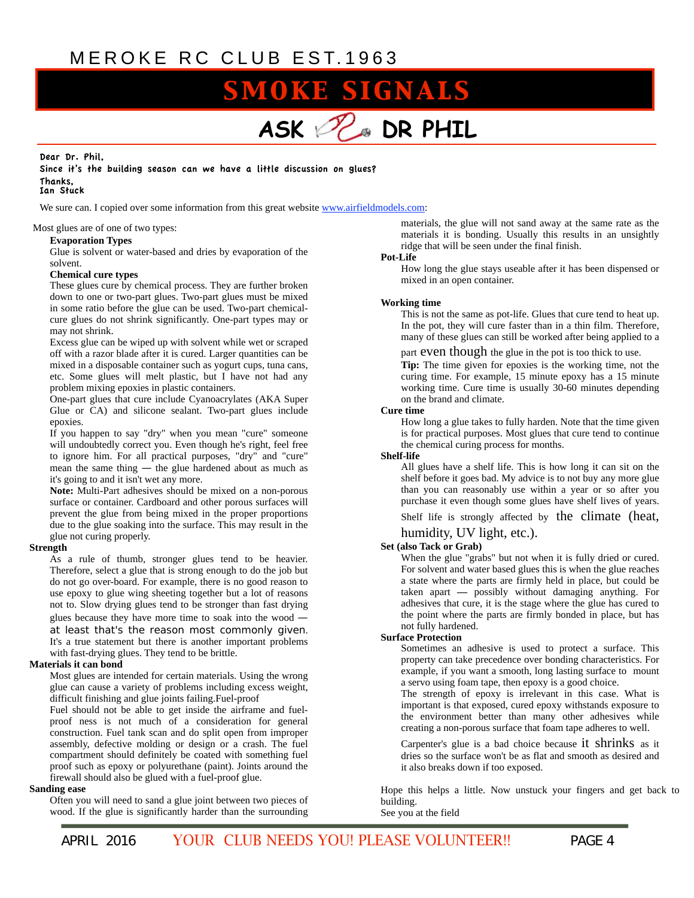# ASK DR PHIL

Dear Dr. Phil,
Since it's the building season can we have a little discussion on glues?
Thanks,
Ian Stuck

We sure can. I copied over some information from this great website www.airfieldmodels.com:

Most glues are of one of two types:

**Evaporation Types**

Glue is solvent or water-based and dries by evaporation of the solvent.

**Chemical cure types**

These glues cure by chemical process. They are further broken down to one or two-part glues. Two-part glues must be mixed in some ratio before the glue can be used. Two-part chemical-cure glues do not shrink significantly. One-part types may or may not shrink.

Excess glue can be wiped up with solvent while wet or scraped off with a razor blade after it is cured. Larger quantities can be mixed in a disposable container such as yogurt cups, tuna cans, etc. Some glues will melt plastic, but I have not had any problem mixing epoxies in plastic containers.

One-part glues that cure include Cyanoacrylates (AKA Super Glue or CA) and silicone sealant. Two-part glues include epoxies.

If you happen to say "dry" when you mean "cure" someone will undoubtedly correct you. Even though he's right, feel free to ignore him. For all practical purposes, "dry" and "cure" mean the same thing — the glue hardened about as much as it's going to and it isn't wet any more.

**Note:** Multi-Part adhesives should be mixed on a non-porous surface or container. Cardboard and other porous surfaces will prevent the glue from being mixed in the proper proportions due to the glue soaking into the surface. This may result in the glue not curing properly.

**Strength**

As a rule of thumb, stronger glues tend to be heavier. Therefore, select a glue that is strong enough to do the job but do not go over-board. For example, there is no good reason to use epoxy to glue wing sheeting together but a lot of reasons not to. Slow drying glues tend to be stronger than fast drying glues because they have more time to soak into the wood — at least that's the reason most commonly given. It's a true statement but there is another important problems with fast-drying glues. They tend to be brittle.

**Materials it can bond**

Most glues are intended for certain materials. Using the wrong glue can cause a variety of problems including excess weight, difficult finishing and glue joints failing.Fuel-proof

Fuel should not be able to get inside the airframe and fuel-proof ness is not much of a consideration for general construction. Fuel tank scan and do split open from improper assembly, defective molding or design or a crash. The fuel compartment should definitely be coated with something fuel proof such as epoxy or polyurethane (paint). Joints around the firewall should also be glued with a fuel-proof glue.

**Sanding ease**

Often you will need to sand a glue joint between two pieces of wood. If the glue is significantly harder than the surrounding materials, the glue will not sand away at the same rate as the materials it is bonding. Usually this results in an unsightly ridge that will be seen under the final finish.

**Pot-Life**

How long the glue stays useable after it has been dispensed or mixed in an open container.

**Working time**

This is not the same as pot-life. Glues that cure tend to heat up. In the pot, they will cure faster than in a thin film. Therefore, many of these glues can still be worked after being applied to a part even though the glue in the pot is too thick to use.

**Tip:** The time given for epoxies is the working time, not the curing time. For example, 15 minute epoxy has a 15 minute working time. Cure time is usually 30-60 minutes depending on the brand and climate.

**Cure time**

How long a glue takes to fully harden. Note that the time given is for practical purposes. Most glues that cure tend to continue the chemical curing process for months.

**Shelf-life**

All glues have a shelf life. This is how long it can sit on the shelf before it goes bad. My advice is to not buy any more glue than you can reasonably use within a year or so after you purchase it even though some glues have shelf lives of years.

Shelf life is strongly affected by the climate (heat, humidity, UV light, etc.).

**Set (also Tack or Grab)**

When the glue "grabs" but not when it is fully dried or cured. For solvent and water based glues this is when the glue reaches a state where the parts are firmly held in place, but could be taken apart — possibly without damaging anything. For adhesives that cure, it is the stage where the glue has cured to the point where the parts are firmly bonded in place, but has not fully hardened.

**Surface Protection**

Sometimes an adhesive is used to protect a surface. This property can take precedence over bonding characteristics. For example, if you want a smooth, long lasting surface to mount a servo using foam tape, then epoxy is a good choice.

The strength of epoxy is irrelevant in this case. What is important is that exposed, cured epoxy withstands exposure to the environment better than many other adhesives while creating a non-porous surface that foam tape adheres to well.

Carpenter's glue is a bad choice because it shrinks as it dries so the surface won't be as flat and smooth as desired and it also breaks down if too exposed.

Hope this helps a little. Now unstuck your fingers and get back to building.

See you at the field

YOUR CLUB NEEDS YOU! PLEASE VOLUNTEER!!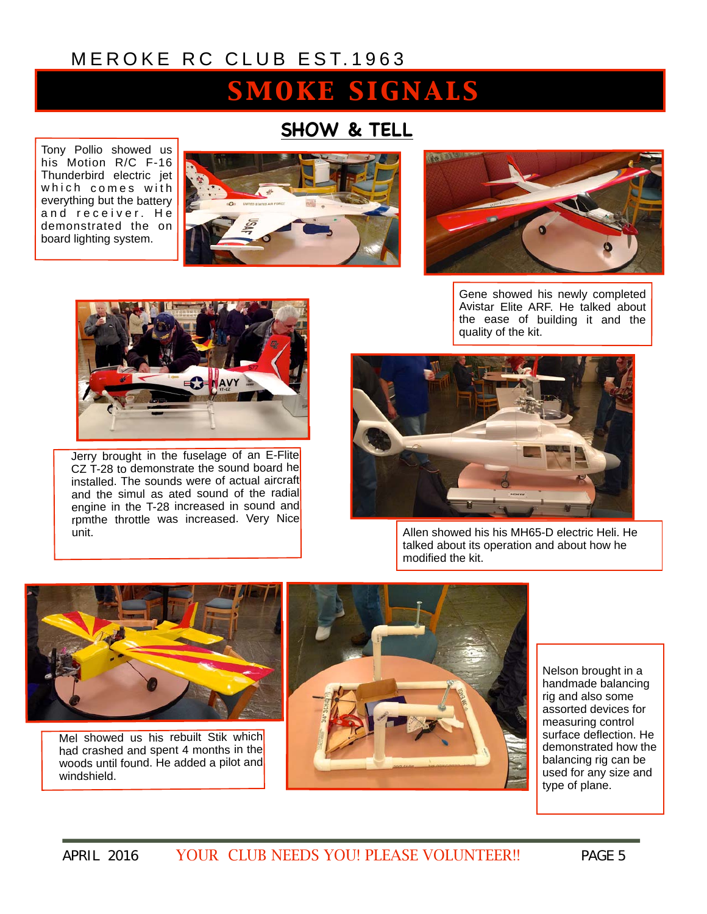# SHOW & TELL

Tony Pollio showed us his Motion R/C F-16 Thunderbird electric jet which comes with everything but the battery and receiver. He demonstrated the on board lighting system.

Gene showed his newly completed Avistar Elite ARF. He talked about the ease of building it and the quality of the kit.

Jerry brought in the fuselage of an E-Flite CZ T-28 to demonstrate the sound board he installed. The sounds were of actual aircraft and the simul as ated sound of the radial engine in the T-28 increased in sound and rpmthe throttle was increased. Very Nice unit.

Allen showed his his MH65-D electric Heli. He talked about its operation and about how he modified the kit.

Mel showed us his rebuilt Stik which had crashed and spent 4 months in the woods until found. He added a pilot and windshield.

Nelson brought in a handmade balancing rig and also some assorted devices for measuring control surface deflection. He demonstrated how the balancing rig can be used for any size and type of plane.

YOUR CLUB NEEDS YOU! PLEASE VOLUNTEER!!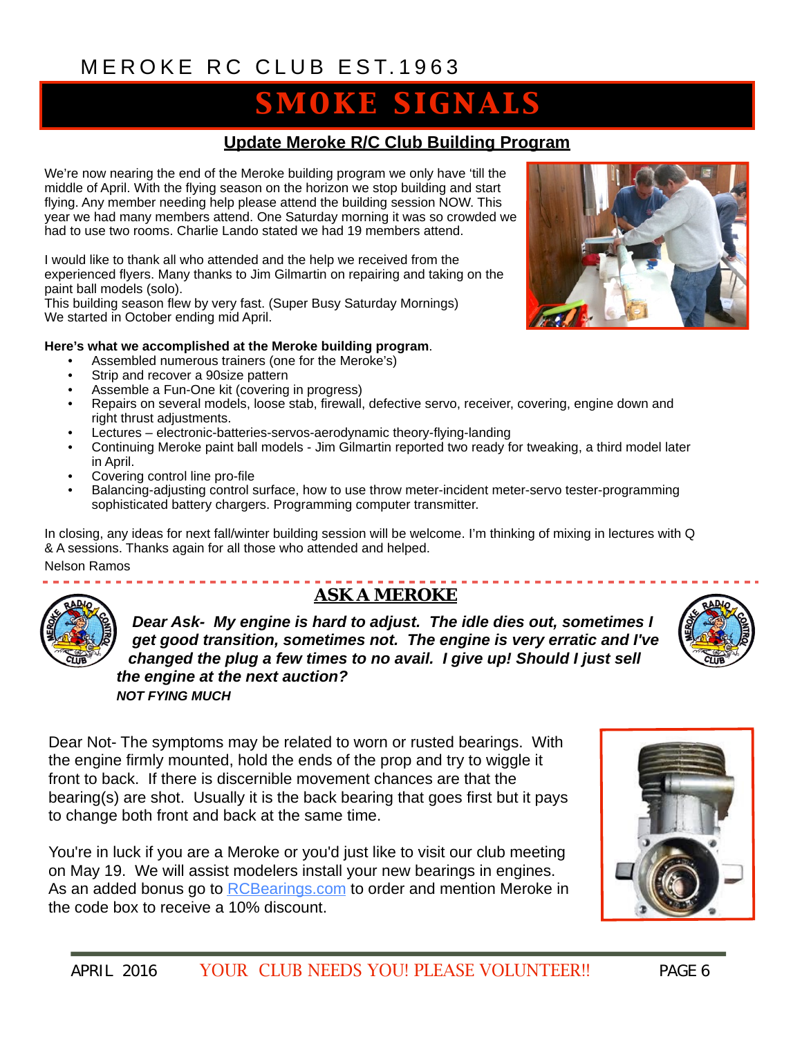MEROKE RC CLUB EST.1963

# SMOKE SIGNALS

## Update Meroke R/C Club Building Program

We're now nearing the end of the Meroke building program we only have 'till the middle of April. With the flying season on the horizon we stop building and start flying. Any member needing help please attend the building session NOW. This year we had many members attend. One Saturday morning it was so crowded we had to use two rooms. Charlie Lando stated we had 19 members attend.

I would like to thank all who attended and the help we received from the experienced flyers. Many thanks to Jim Gilmartin on repairing and taking on the paint ball models (solo).
This building season flew by very fast. (Super Busy Saturday Mornings)
We started in October ending mid April.

**Here's what we accomplished at the Meroke building program**.

- Assembled numerous trainers (one for the Meroke's)
- Strip and recover a 90size pattern
- Assemble a Fun-One kit (covering in progress)
- Repairs on several models, loose stab, firewall, defective servo, receiver, covering, engine down and right thrust adjustments.
- Lectures – electronic-batteries-servos-aerodynamic theory-flying-landing
- Continuing Meroke paint ball models - Jim Gilmartin reported two ready for tweaking, a third model later in April.
- Covering control line pro-file
- Balancing-adjusting control surface, how to use throw meter-incident meter-servo tester-programming sophisticated battery chargers. Programming computer transmitter.

In closing, any ideas for next fall/winter building session will be welcome. I'm thinking of mixing in lectures with Q & A sessions. Thanks again for all those who attended and helped.

Nelson Ramos

## ASK A MEROKE

***Dear Ask- My engine is hard to adjust. The idle dies out, sometimes I get good transition, sometimes not. The engine is very erratic and I've changed the plug a few times to no avail. I give up! Should I just sell the engine at the next auction?***

***NOT FYING MUCH***

Dear Not- The symptoms may be related to worn or rusted bearings. With the engine firmly mounted, hold the ends of the prop and try to wiggle it front to back. If there is discernible movement chances are that the bearing(s) are shot. Usually it is the back bearing that goes first but it pays to change both front and back at the same time.

You're in luck if you are a Meroke or you'd just like to visit our club meeting on May 19. We will assist modelers install your new bearings in engines. As an added bonus go to RCBearings.com to order and mention Meroke in the code box to receive a 10% discount.

YOUR CLUB NEEDS YOU! PLEASE VOLUNTEER!!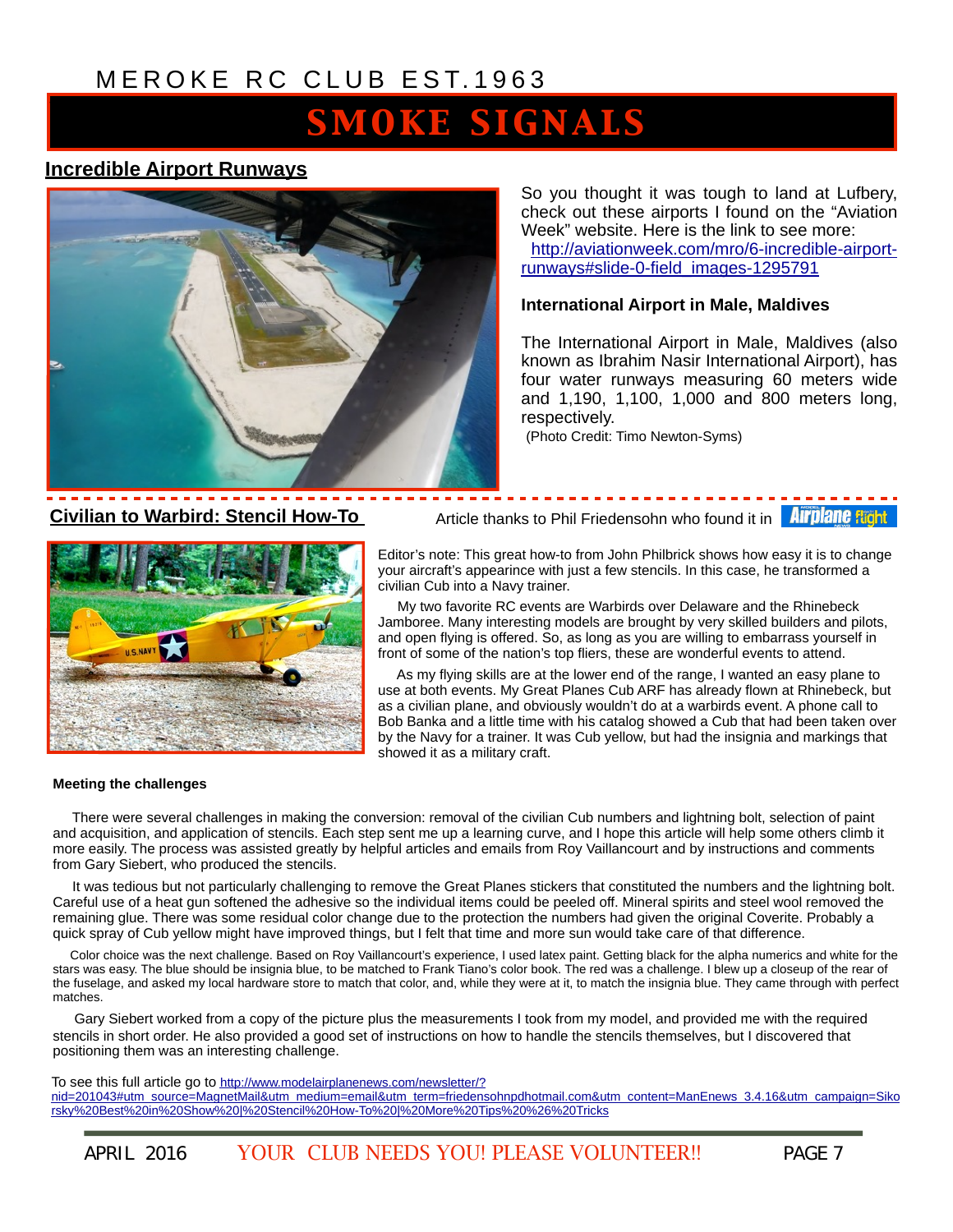MEROKE RC CLUB EST.1963

# SMOKE SIGNALS

## Incredible Airport Runways

So you thought it was tough to land at Lufbery, check out these airports I found on the "Aviation Week" website. Here is the link to see more: http://aviationweek.com/mro/6-incredible-airport-runways#slide-0-field_images-1295791

**International Airport in Male, Maldives**

The International Airport in Male, Maldives (also known as Ibrahim Nasir International Airport), has four water runways measuring 60 meters wide and 1,190, 1,100, 1,000 and 800 meters long, respectively.

(Photo Credit: Timo Newton-Syms)

## Civilian to Warbird: Stencil How-To

Article thanks to Phil Friedensohn who found it in Airplane flight

Editor's note: This great how-to from John Philbrick shows how easy it is to change your aircraft's appearince with just a few stencils. In this case, he transformed a civilian Cub into a Navy trainer.

My two favorite RC events are Warbirds over Delaware and the Rhinebeck Jamboree. Many interesting models are brought by very skilled builders and pilots, and open flying is offered. So, as long as you are willing to embarrass yourself in front of some of the nation's top fliers, these are wonderful events to attend.

As my flying skills are at the lower end of the range, I wanted an easy plane to use at both events. My Great Planes Cub ARF has already flown at Rhinebeck, but as a civilian plane, and obviously wouldn't do at a warbirds event. A phone call to Bob Banka and a little time with his catalog showed a Cub that had been taken over by the Navy for a trainer. It was Cub yellow, but had the insignia and markings that showed it as a military craft.

**Meeting the challenges**

There were several challenges in making the conversion: removal of the civilian Cub numbers and lightning bolt, selection of paint and acquisition, and application of stencils. Each step sent me up a learning curve, and I hope this article will help some others climb it more easily. The process was assisted greatly by helpful articles and emails from Roy Vaillancourt and by instructions and comments from Gary Siebert, who produced the stencils.

It was tedious but not particularly challenging to remove the Great Planes stickers that constituted the numbers and the lightning bolt. Careful use of a heat gun softened the adhesive so the individual items could be peeled off. Mineral spirits and steel wool removed the remaining glue. There was some residual color change due to the protection the numbers had given the original Coverite. Probably a quick spray of Cub yellow might have improved things, but I felt that time and more sun would take care of that difference.

Color choice was the next challenge. Based on Roy Vaillancourt's experience, I used latex paint. Getting black for the alpha numerics and white for the stars was easy. The blue should be insignia blue, to be matched to Frank Tiano's color book. The red was a challenge. I blew up a closeup of the rear of the fuselage, and asked my local hardware store to match that color, and, while they were at it, to match the insignia blue. They came through with perfect matches.

Gary Siebert worked from a copy of the picture plus the measurements I took from my model, and provided me with the required stencils in short order. He also provided a good set of instructions on how to handle the stencils themselves, but I discovered that positioning them was an interesting challenge.

To see this full article go to http://www.modelairplanenews.com/newsletter/?nid=201043#utm_source=MagnetMail&utm_medium=email&utm_term=friedensohnpdhotmail.com&utm_content=ManEnews_3.4.16&utm_campaign=Sikorsky%20Best%20in%20Show%20|%20Stencil%20How-To%20|%20More%20Tips%20%26%20Tricks

APRIL 2016 YOUR CLUB NEEDS YOU! PLEASE VOLUNTEER!!